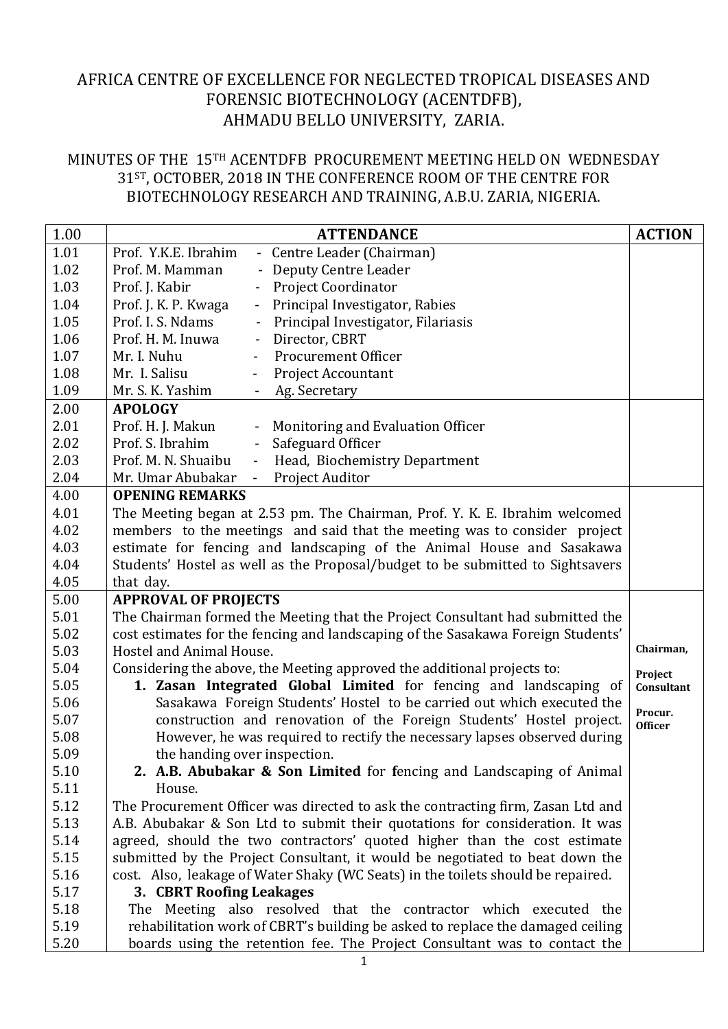# AFRICA CENTRE OF EXCELLENCE FOR NEGLECTED TROPICAL DISEASES AND FORENSIC BIOTECHNOLOGY (ACENTDFB), AHMADU BELLO UNIVERSITY, ZARIA.

## MINUTES OF THE 15TH ACENTDFB PROCUREMENT MEETING HELD ON WEDNESDAY 31ST, OCTOBER, 2018 IN THE CONFERENCE ROOM OF THE CENTRE FOR BIOTECHNOLOGY RESEARCH AND TRAINING, A.B.U. ZARIA, NIGERIA.

| 1.00 | **ATTENDANCE** | **ACTION** |
|---|---|---|
| 1.01 | Prof. Y.K.E. Ibrahim - Centre Leader (Chairman) | |
| 1.02 | Prof. M. Mamman - Deputy Centre Leader | |
| 1.03 | Prof. J. Kabir - Project Coordinator | |
| 1.04 | Prof. J. K. P. Kwaga - Principal Investigator, Rabies | |
| 1.05 | Prof. I. S. Ndams - Principal Investigator, Filariasis | |
| 1.06 | Prof. H. M. Inuwa - Director, CBRT | |
| 1.07 | Mr. I. Nuhu - Procurement Officer | |
| 1.08 | Mr. I. Salisu - Project Accountant | |
| 1.09 | Mr. S. K. Yashim - Ag. Secretary | |
| 2.00 | **APOLOGY** | |
| 2.01 | Prof. H. J. Makun - Monitoring and Evaluation Officer | |
| 2.02 | Prof. S. Ibrahim - Safeguard Officer | |
| 2.03 | Prof. M. N. Shuaibu - Head, Biochemistry Department | |
| 2.04 | Mr. Umar Abubakar - Project Auditor | |
| 4.00 | **OPENING REMARKS** | |
| 4.01 | The Meeting began at 2.53 pm. The Chairman, Prof. Y. K. E. Ibrahim welcomed | |
| 4.02 | members to the meetings and said that the meeting was to consider project | |
| 4.03 | estimate for fencing and landscaping of the Animal House and Sasakawa | |
| 4.04 | Students' Hostel as well as the Proposal/budget to be submitted to Sightsavers | |
| 4.05 | that day. | |
| 5.00 | **APPROVAL OF PROJECTS** | |
| 5.01 | The Chairman formed the Meeting that the Project Consultant had submitted the | |
| 5.02 | cost estimates for the fencing and landscaping of the Sasakawa Foreign Students' | |
| 5.03 | Hostel and Animal House. | **Chairman,** |
| 5.04 | Considering the above, the Meeting approved the additional projects to: | **Project Consultant** |
| 5.05 | 1. **Zasan Integrated Global Limited** for fencing and landscaping of | **Procur. Officer** |
| 5.06 | Sasakawa Foreign Students' Hostel to be carried out which executed the | |
| 5.07 | construction and renovation of the Foreign Students' Hostel project. | |
| 5.08 | However, he was required to rectify the necessary lapses observed during | |
| 5.09 | the handing over inspection. | |
| 5.10 | 2. **A.B. Abubakar & Son Limited** for **f**encing and Landscaping of Animal | |
| 5.11 | House. | |
| 5.12 | The Procurement Officer was directed to ask the contracting firm, Zasan Ltd and | |
| 5.13 | A.B. Abubakar & Son Ltd to submit their quotations for consideration. It was | |
| 5.14 | agreed, should the two contractors' quoted higher than the cost estimate | |
| 5.15 | submitted by the Project Consultant, it would be negotiated to beat down the | |
| 5.16 | cost. Also, leakage of Water Shaky (WC Seats) in the toilets should be repaired. | |
| 5.17 | 3. **CBRT Roofing Leakages** | |
| 5.18 | The Meeting also resolved that the contractor which executed the | |
| 5.19 | rehabilitation work of CBRT's building be asked to replace the damaged ceiling | |
| 5.20 | boards using the retention fee. The Project Consultant was to contact the | |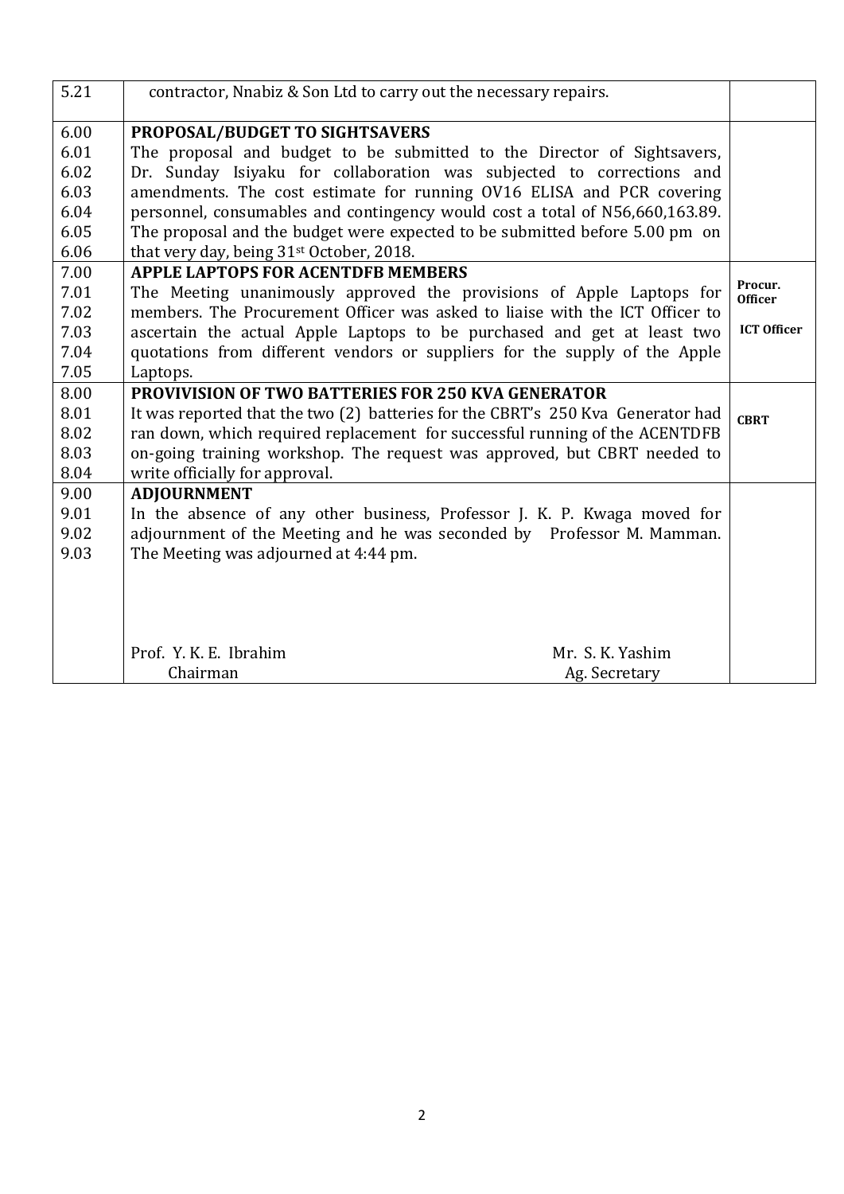| | | |
|---|---|---|
| 5.21 | contractor, Nnabiz & Son Ltd to carry out the necessary repairs. | |
| 6.00<br>6.01<br>6.02<br>6.03<br>6.04<br>6.05<br>6.06 | **PROPOSAL/BUDGET TO SIGHTSAVERS**<br>The proposal and budget to be submitted to the Director of Sightsavers, Dr. Sunday Isiyaku for collaboration was subjected to corrections and amendments. The cost estimate for running OV16 ELISA and PCR covering personnel, consumables and contingency would cost a total of N56,660,163.89. The proposal and the budget were expected to be submitted before 5.00 pm on that very day, being 31st October, 2018. | |
| 7.00<br>7.01<br>7.02<br>7.03<br>7.04<br>7.05 | **APPLE LAPTOPS FOR ACENTDFB MEMBERS**<br>The Meeting unanimously approved the provisions of Apple Laptops for members. The Procurement Officer was asked to liaise with the ICT Officer to ascertain the actual Apple Laptops to be purchased and get at least two quotations from different vendors or suppliers for the supply of the Apple Laptops. | **Procur. Officer**<br>**ICT Officer** |
| 8.00<br>8.01<br>8.02<br>8.03<br>8.04 | **PROVIVISION OF TWO BATTERIES FOR 250 KVA GENERATOR**<br>It was reported that the two (2) batteries for the CBRT's 250 Kva Generator had ran down, which required replacement for successful running of the ACENTDFB on-going training workshop. The request was approved, but CBRT needed to write officially for approval. | **CBRT** |
| 9.00<br>9.01<br>9.02<br>9.03 | **ADJOURNMENT**<br>In the absence of any other business, Professor J. K. P. Kwaga moved for adjournment of the Meeting and he was seconded by Professor M. Mamman. The Meeting was adjourned at 4:44 pm.<br><br>Prof. Y. K. E. Ibrahim — Chairman<br>Mr. S. K. Yashim — Ag. Secretary | |